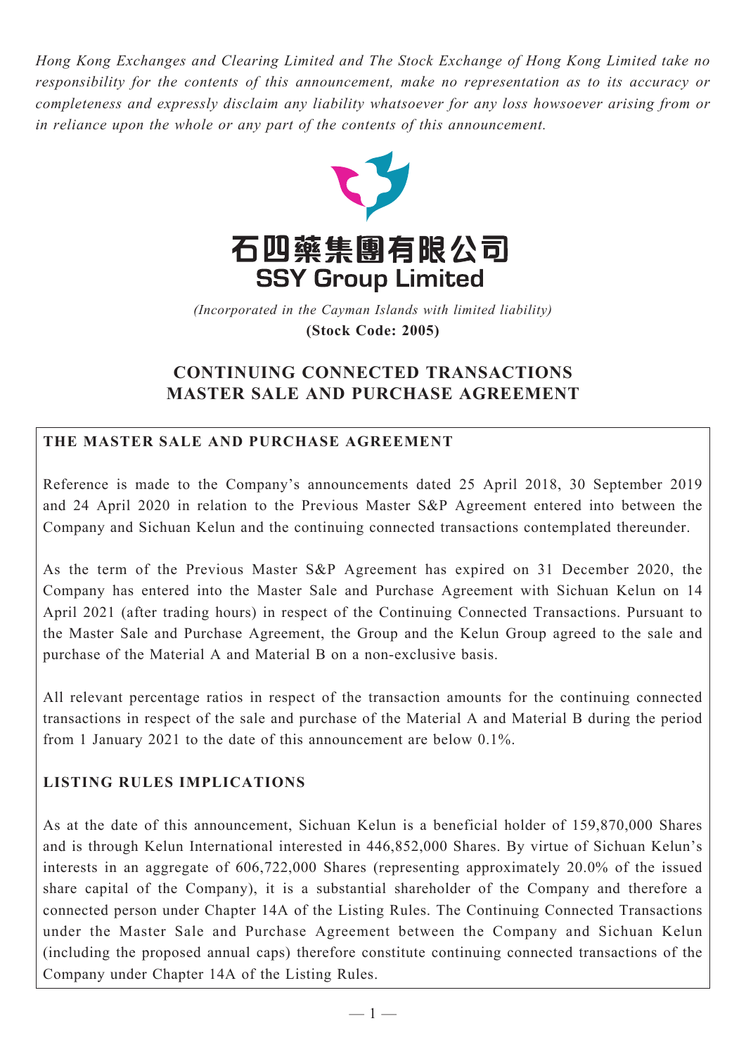*Hong Kong Exchanges and Clearing Limited and The Stock Exchange of Hong Kong Limited take no responsibility for the contents of this announcement, make no representation as to its accuracy or completeness and expressly disclaim any liability whatsoever for any loss howsoever arising from or in reliance upon the whole or any part of the contents of this announcement.*

# 石四藥集團有限公司
# SSY Group Limited

*(Incorporated in the Cayman Islands with limited liability)*

**(Stock Code: 2005)**

## CONTINUING CONNECTED TRANSACTIONS MASTER SALE AND PURCHASE AGREEMENT

### THE MASTER SALE AND PURCHASE AGREEMENT

Reference is made to the Company's announcements dated 25 April 2018, 30 September 2019 and 24 April 2020 in relation to the Previous Master S&P Agreement entered into between the Company and Sichuan Kelun and the continuing connected transactions contemplated thereunder.

As the term of the Previous Master S&P Agreement has expired on 31 December 2020, the Company has entered into the Master Sale and Purchase Agreement with Sichuan Kelun on 14 April 2021 (after trading hours) in respect of the Continuing Connected Transactions. Pursuant to the Master Sale and Purchase Agreement, the Group and the Kelun Group agreed to the sale and purchase of the Material A and Material B on a non-exclusive basis.

All relevant percentage ratios in respect of the transaction amounts for the continuing connected transactions in respect of the sale and purchase of the Material A and Material B during the period from 1 January 2021 to the date of this announcement are below 0.1%.

### LISTING RULES IMPLICATIONS

As at the date of this announcement, Sichuan Kelun is a beneficial holder of 159,870,000 Shares and is through Kelun International interested in 446,852,000 Shares. By virtue of Sichuan Kelun's interests in an aggregate of 606,722,000 Shares (representing approximately 20.0% of the issued share capital of the Company), it is a substantial shareholder of the Company and therefore a connected person under Chapter 14A of the Listing Rules. The Continuing Connected Transactions under the Master Sale and Purchase Agreement between the Company and Sichuan Kelun (including the proposed annual caps) therefore constitute continuing connected transactions of the Company under Chapter 14A of the Listing Rules.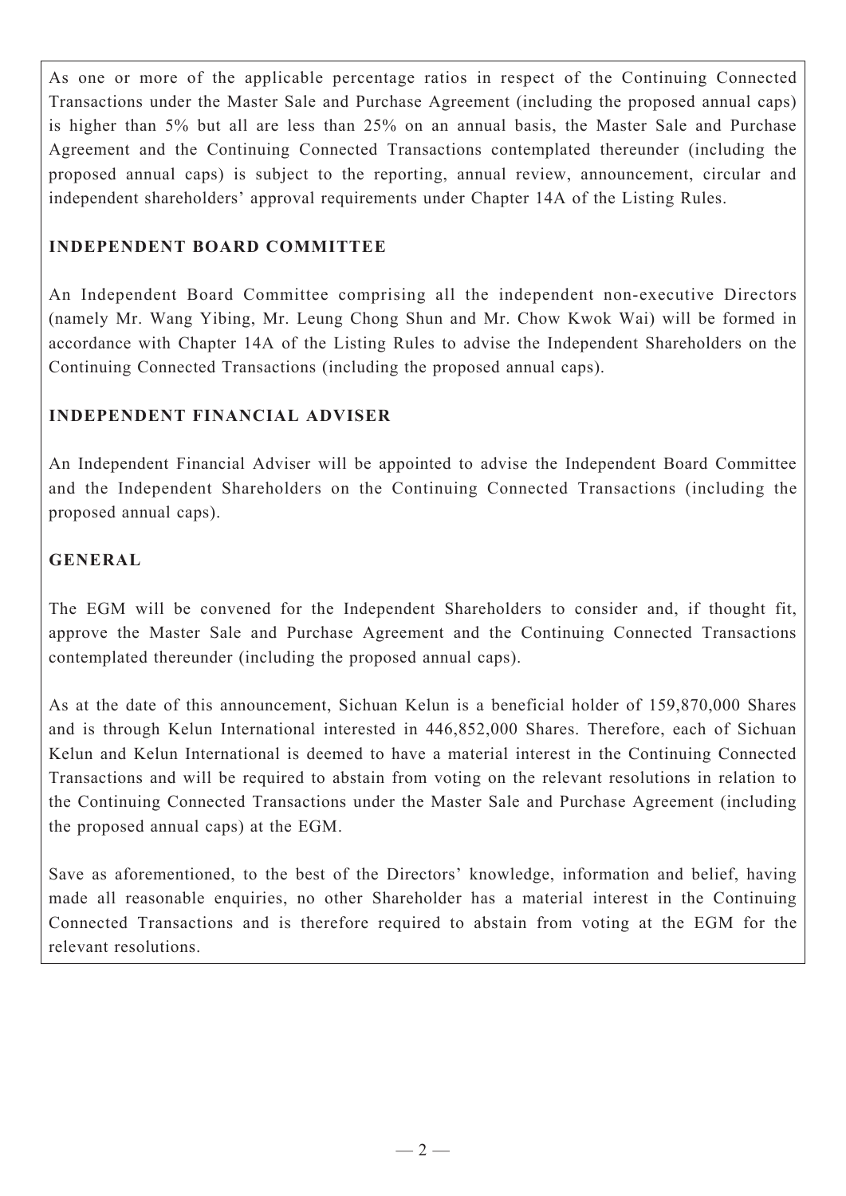As one or more of the applicable percentage ratios in respect of the Continuing Connected Transactions under the Master Sale and Purchase Agreement (including the proposed annual caps) is higher than 5% but all are less than 25% on an annual basis, the Master Sale and Purchase Agreement and the Continuing Connected Transactions contemplated thereunder (including the proposed annual caps) is subject to the reporting, annual review, announcement, circular and independent shareholders' approval requirements under Chapter 14A of the Listing Rules.

## INDEPENDENT BOARD COMMITTEE

An Independent Board Committee comprising all the independent non-executive Directors (namely Mr. Wang Yibing, Mr. Leung Chong Shun and Mr. Chow Kwok Wai) will be formed in accordance with Chapter 14A of the Listing Rules to advise the Independent Shareholders on the Continuing Connected Transactions (including the proposed annual caps).

## INDEPENDENT FINANCIAL ADVISER

An Independent Financial Adviser will be appointed to advise the Independent Board Committee and the Independent Shareholders on the Continuing Connected Transactions (including the proposed annual caps).

## GENERAL

The EGM will be convened for the Independent Shareholders to consider and, if thought fit, approve the Master Sale and Purchase Agreement and the Continuing Connected Transactions contemplated thereunder (including the proposed annual caps).

As at the date of this announcement, Sichuan Kelun is a beneficial holder of 159,870,000 Shares and is through Kelun International interested in 446,852,000 Shares. Therefore, each of Sichuan Kelun and Kelun International is deemed to have a material interest in the Continuing Connected Transactions and will be required to abstain from voting on the relevant resolutions in relation to the Continuing Connected Transactions under the Master Sale and Purchase Agreement (including the proposed annual caps) at the EGM.

Save as aforementioned, to the best of the Directors' knowledge, information and belief, having made all reasonable enquiries, no other Shareholder has a material interest in the Continuing Connected Transactions and is therefore required to abstain from voting at the EGM for the relevant resolutions.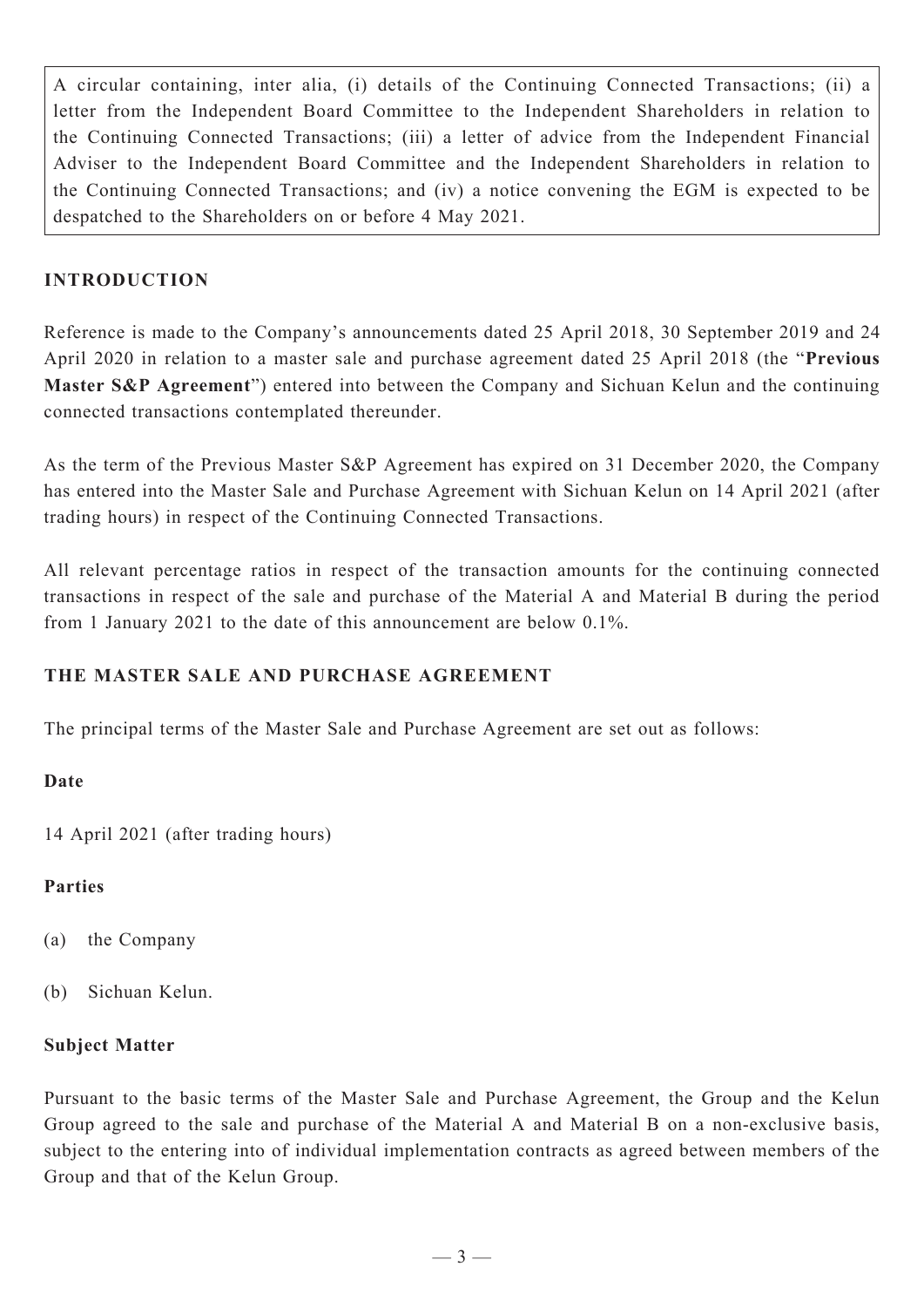A circular containing, inter alia, (i) details of the Continuing Connected Transactions; (ii) a letter from the Independent Board Committee to the Independent Shareholders in relation to the Continuing Connected Transactions; (iii) a letter of advice from the Independent Financial Adviser to the Independent Board Committee and the Independent Shareholders in relation to the Continuing Connected Transactions; and (iv) a notice convening the EGM is expected to be despatched to the Shareholders on or before 4 May 2021.

## INTRODUCTION

Reference is made to the Company's announcements dated 25 April 2018, 30 September 2019 and 24 April 2020 in relation to a master sale and purchase agreement dated 25 April 2018 (the "**Previous Master S&P Agreement**") entered into between the Company and Sichuan Kelun and the continuing connected transactions contemplated thereunder.

As the term of the Previous Master S&P Agreement has expired on 31 December 2020, the Company has entered into the Master Sale and Purchase Agreement with Sichuan Kelun on 14 April 2021 (after trading hours) in respect of the Continuing Connected Transactions.

All relevant percentage ratios in respect of the transaction amounts for the continuing connected transactions in respect of the sale and purchase of the Material A and Material B during the period from 1 January 2021 to the date of this announcement are below 0.1%.

## THE MASTER SALE AND PURCHASE AGREEMENT

The principal terms of the Master Sale and Purchase Agreement are set out as follows:

### Date

14 April 2021 (after trading hours)

### Parties

(a) the Company

(b) Sichuan Kelun.

### Subject Matter

Pursuant to the basic terms of the Master Sale and Purchase Agreement, the Group and the Kelun Group agreed to the sale and purchase of the Material A and Material B on a non-exclusive basis, subject to the entering into of individual implementation contracts as agreed between members of the Group and that of the Kelun Group.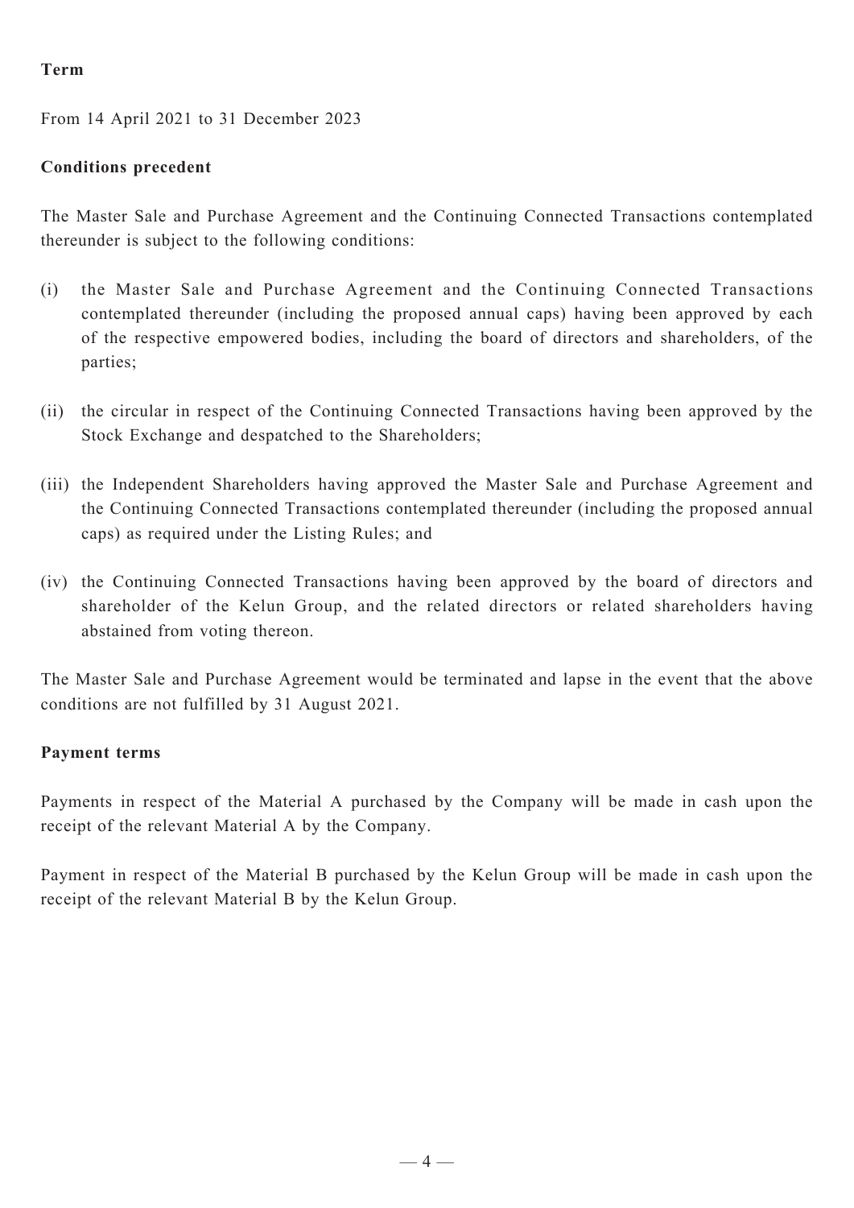**Term**

From 14 April 2021 to 31 December 2023

**Conditions precedent**

The Master Sale and Purchase Agreement and the Continuing Connected Transactions contemplated thereunder is subject to the following conditions:

(i) the Master Sale and Purchase Agreement and the Continuing Connected Transactions contemplated thereunder (including the proposed annual caps) having been approved by each of the respective empowered bodies, including the board of directors and shareholders, of the parties;

(ii) the circular in respect of the Continuing Connected Transactions having been approved by the Stock Exchange and despatched to the Shareholders;

(iii) the Independent Shareholders having approved the Master Sale and Purchase Agreement and the Continuing Connected Transactions contemplated thereunder (including the proposed annual caps) as required under the Listing Rules; and

(iv) the Continuing Connected Transactions having been approved by the board of directors and shareholder of the Kelun Group, and the related directors or related shareholders having abstained from voting thereon.

The Master Sale and Purchase Agreement would be terminated and lapse in the event that the above conditions are not fulfilled by 31 August 2021.

**Payment terms**

Payments in respect of the Material A purchased by the Company will be made in cash upon the receipt of the relevant Material A by the Company.

Payment in respect of the Material B purchased by the Kelun Group will be made in cash upon the receipt of the relevant Material B by the Kelun Group.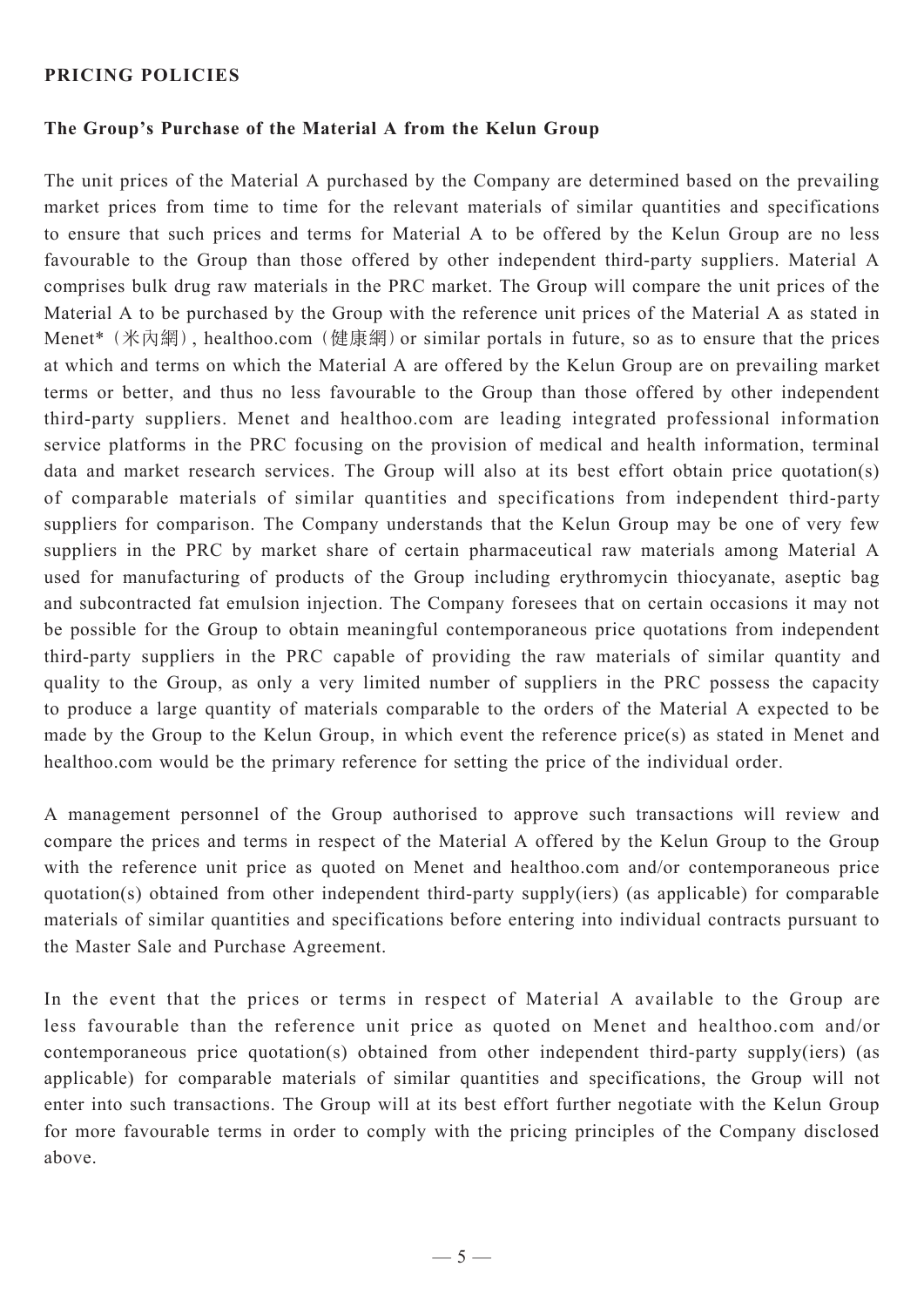## PRICING POLICIES

### The Group's Purchase of the Material A from the Kelun Group

The unit prices of the Material A purchased by the Company are determined based on the prevailing market prices from time to time for the relevant materials of similar quantities and specifications to ensure that such prices and terms for Material A to be offered by the Kelun Group are no less favourable to the Group than those offered by other independent third-party suppliers. Material A comprises bulk drug raw materials in the PRC market. The Group will compare the unit prices of the Material A to be purchased by the Group with the reference unit prices of the Material A as stated in Menet*（米內網）, healthoo.com（健康網）or similar portals in future, so as to ensure that the prices at which and terms on which the Material A are offered by the Kelun Group are on prevailing market terms or better, and thus no less favourable to the Group than those offered by other independent third-party suppliers. Menet and healthoo.com are leading integrated professional information service platforms in the PRC focusing on the provision of medical and health information, terminal data and market research services. The Group will also at its best effort obtain price quotation(s) of comparable materials of similar quantities and specifications from independent third-party suppliers for comparison. The Company understands that the Kelun Group may be one of very few suppliers in the PRC by market share of certain pharmaceutical raw materials among Material A used for manufacturing of products of the Group including erythromycin thiocyanate, aseptic bag and subcontracted fat emulsion injection. The Company foresees that on certain occasions it may not be possible for the Group to obtain meaningful contemporaneous price quotations from independent third-party suppliers in the PRC capable of providing the raw materials of similar quantity and quality to the Group, as only a very limited number of suppliers in the PRC possess the capacity to produce a large quantity of materials comparable to the orders of the Material A expected to be made by the Group to the Kelun Group, in which event the reference price(s) as stated in Menet and healthoo.com would be the primary reference for setting the price of the individual order.

A management personnel of the Group authorised to approve such transactions will review and compare the prices and terms in respect of the Material A offered by the Kelun Group to the Group with the reference unit price as quoted on Menet and healthoo.com and/or contemporaneous price quotation(s) obtained from other independent third-party supply(iers) (as applicable) for comparable materials of similar quantities and specifications before entering into individual contracts pursuant to the Master Sale and Purchase Agreement.

In the event that the prices or terms in respect of Material A available to the Group are less favourable than the reference unit price as quoted on Menet and healthoo.com and/or contemporaneous price quotation(s) obtained from other independent third-party supply(iers) (as applicable) for comparable materials of similar quantities and specifications, the Group will not enter into such transactions. The Group will at its best effort further negotiate with the Kelun Group for more favourable terms in order to comply with the pricing principles of the Company disclosed above.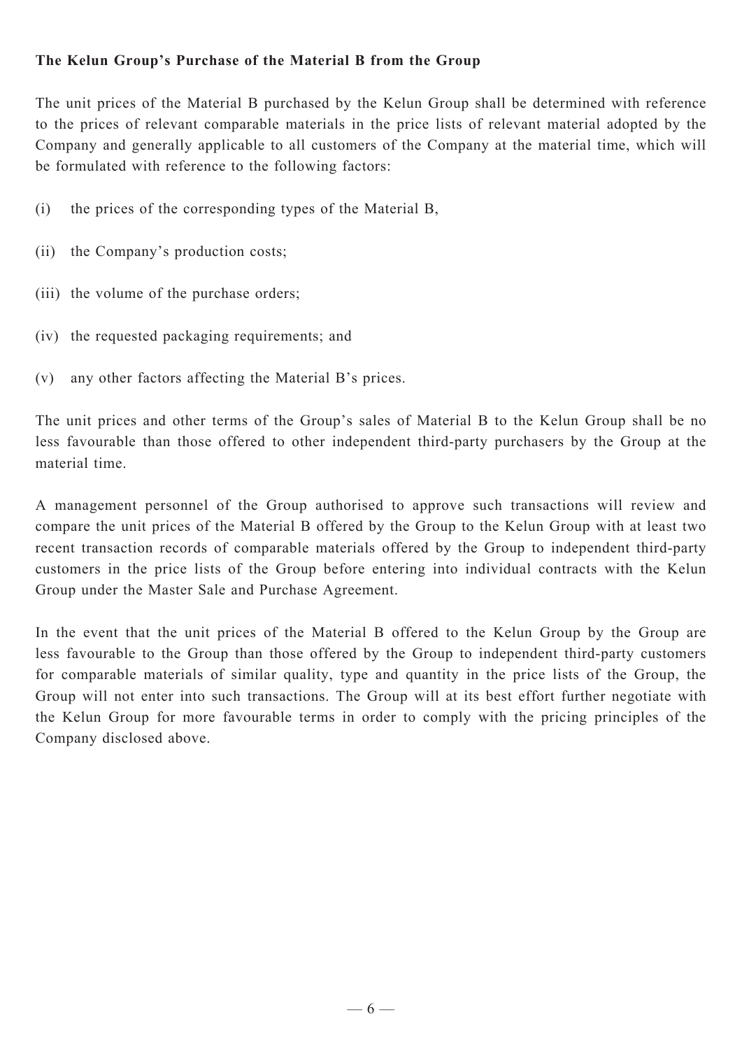**The Kelun Group's Purchase of the Material B from the Group**

The unit prices of the Material B purchased by the Kelun Group shall be determined with reference to the prices of relevant comparable materials in the price lists of relevant material adopted by the Company and generally applicable to all customers of the Company at the material time, which will be formulated with reference to the following factors:

(i) the prices of the corresponding types of the Material B,

(ii) the Company's production costs;

(iii) the volume of the purchase orders;

(iv) the requested packaging requirements; and

(v) any other factors affecting the Material B's prices.

The unit prices and other terms of the Group's sales of Material B to the Kelun Group shall be no less favourable than those offered to other independent third-party purchasers by the Group at the material time.

A management personnel of the Group authorised to approve such transactions will review and compare the unit prices of the Material B offered by the Group to the Kelun Group with at least two recent transaction records of comparable materials offered by the Group to independent third-party customers in the price lists of the Group before entering into individual contracts with the Kelun Group under the Master Sale and Purchase Agreement.

In the event that the unit prices of the Material B offered to the Kelun Group by the Group are less favourable to the Group than those offered by the Group to independent third-party customers for comparable materials of similar quality, type and quantity in the price lists of the Group, the Group will not enter into such transactions. The Group will at its best effort further negotiate with the Kelun Group for more favourable terms in order to comply with the pricing principles of the Company disclosed above.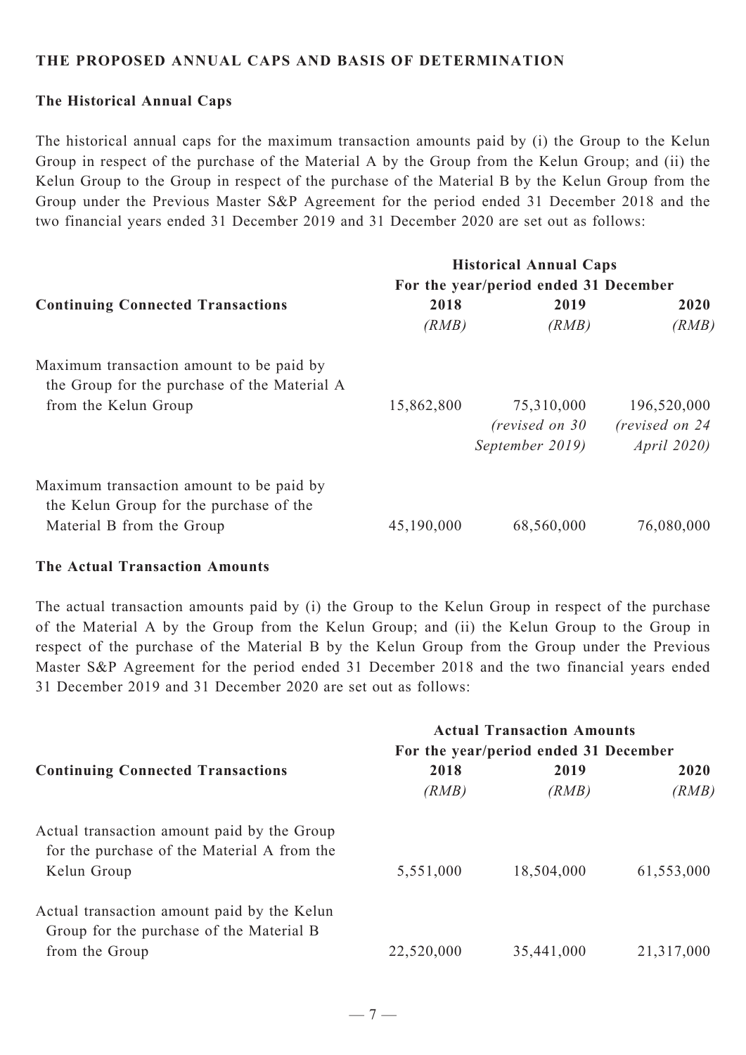## THE PROPOSED ANNUAL CAPS AND BASIS OF DETERMINATION

### The Historical Annual Caps

The historical annual caps for the maximum transaction amounts paid by (i) the Group to the Kelun Group in respect of the purchase of the Material A by the Group from the Kelun Group; and (ii) the Kelun Group to the Group in respect of the purchase of the Material B by the Kelun Group from the Group under the Previous Master S&P Agreement for the period ended 31 December 2018 and the two financial years ended 31 December 2019 and 31 December 2020 are set out as follows:

| **Continuing Connected Transactions** | **Historical Annual Caps For the year/period ended 31 December** | | |
|---|---|---|---|
| | **2018** *(RMB)* | **2019** *(RMB)* | **2020** *(RMB)* |
| Maximum transaction amount to be paid by the Group for the purchase of the Material A from the Kelun Group | 15,862,800 | 75,310,000 *(revised on 30 September 2019)* | 196,520,000 *(revised on 24 April 2020)* |
| Maximum transaction amount to be paid by the Kelun Group for the purchase of the Material B from the Group | 45,190,000 | 68,560,000 | 76,080,000 |

### The Actual Transaction Amounts

The actual transaction amounts paid by (i) the Group to the Kelun Group in respect of the purchase of the Material A by the Group from the Kelun Group; and (ii) the Kelun Group to the Group in respect of the purchase of the Material B by the Kelun Group from the Group under the Previous Master S&P Agreement for the period ended 31 December 2018 and the two financial years ended 31 December 2019 and 31 December 2020 are set out as follows:

| **Continuing Connected Transactions** | **Actual Transaction Amounts For the year/period ended 31 December** | | |
|---|---|---|---|
| | **2018** *(RMB)* | **2019** *(RMB)* | **2020** *(RMB)* |
| Actual transaction amount paid by the Group for the purchase of the Material A from the Kelun Group | 5,551,000 | 18,504,000 | 61,553,000 |
| Actual transaction amount paid by the Kelun Group for the purchase of the Material B from the Group | 22,520,000 | 35,441,000 | 21,317,000 |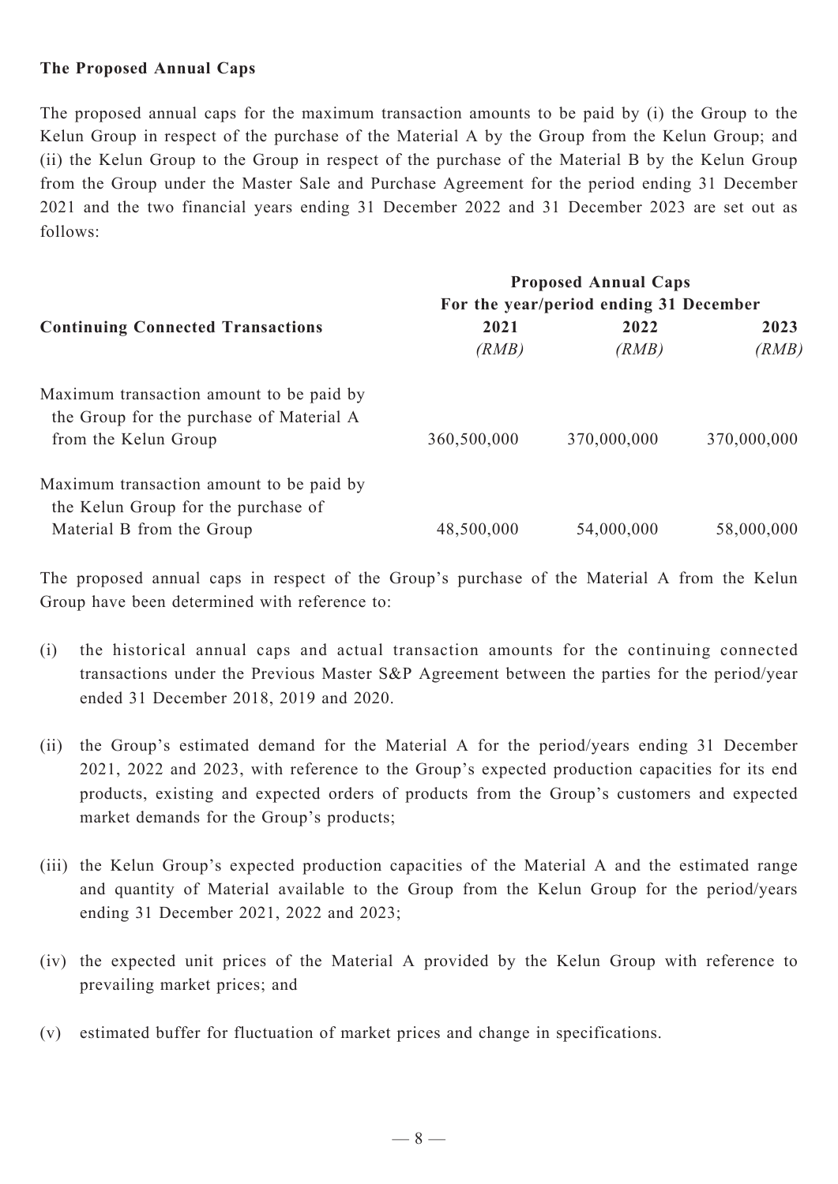**The Proposed Annual Caps**

The proposed annual caps for the maximum transaction amounts to be paid by (i) the Group to the Kelun Group in respect of the purchase of the Material A by the Group from the Kelun Group; and (ii) the Kelun Group to the Group in respect of the purchase of the Material B by the Kelun Group from the Group under the Master Sale and Purchase Agreement for the period ending 31 December 2021 and the two financial years ending 31 December 2022 and 31 December 2023 are set out as follows:

| | Proposed Annual Caps | | |
|---|---|---|---|
| | For the year/period ending 31 December | | |
| **Continuing Connected Transactions** | **2021** *(RMB)* | **2022** *(RMB)* | **2023** *(RMB)* |
| Maximum transaction amount to be paid by the Group for the purchase of Material A from the Kelun Group | 360,500,000 | 370,000,000 | 370,000,000 |
| Maximum transaction amount to be paid by the Kelun Group for the purchase of Material B from the Group | 48,500,000 | 54,000,000 | 58,000,000 |

The proposed annual caps in respect of the Group's purchase of the Material A from the Kelun Group have been determined with reference to:

(i) the historical annual caps and actual transaction amounts for the continuing connected transactions under the Previous Master S&P Agreement between the parties for the period/year ended 31 December 2018, 2019 and 2020.

(ii) the Group's estimated demand for the Material A for the period/years ending 31 December 2021, 2022 and 2023, with reference to the Group's expected production capacities for its end products, existing and expected orders of products from the Group's customers and expected market demands for the Group's products;

(iii) the Kelun Group's expected production capacities of the Material A and the estimated range and quantity of Material available to the Group from the Kelun Group for the period/years ending 31 December 2021, 2022 and 2023;

(iv) the expected unit prices of the Material A provided by the Kelun Group with reference to prevailing market prices; and

(v) estimated buffer for fluctuation of market prices and change in specifications.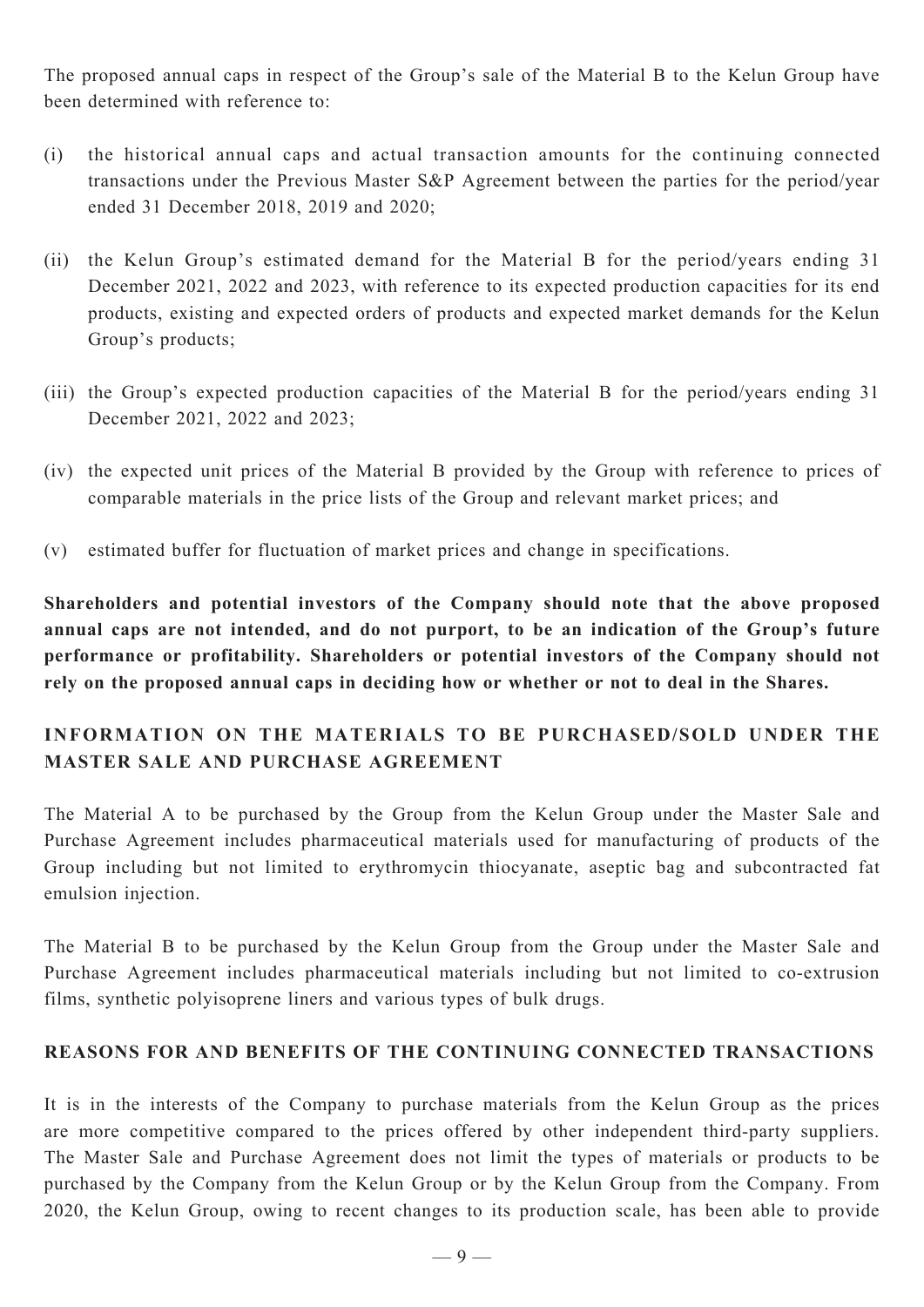The proposed annual caps in respect of the Group's sale of the Material B to the Kelun Group have been determined with reference to:

(i) the historical annual caps and actual transaction amounts for the continuing connected transactions under the Previous Master S&P Agreement between the parties for the period/year ended 31 December 2018, 2019 and 2020;

(ii) the Kelun Group's estimated demand for the Material B for the period/years ending 31 December 2021, 2022 and 2023, with reference to its expected production capacities for its end products, existing and expected orders of products and expected market demands for the Kelun Group's products;

(iii) the Group's expected production capacities of the Material B for the period/years ending 31 December 2021, 2022 and 2023;

(iv) the expected unit prices of the Material B provided by the Group with reference to prices of comparable materials in the price lists of the Group and relevant market prices; and

(v) estimated buffer for fluctuation of market prices and change in specifications.

**Shareholders and potential investors of the Company should note that the above proposed annual caps are not intended, and do not purport, to be an indication of the Group's future performance or profitability. Shareholders or potential investors of the Company should not rely on the proposed annual caps in deciding how or whether or not to deal in the Shares.**

## INFORMATION ON THE MATERIALS TO BE PURCHASED/SOLD UNDER THE MASTER SALE AND PURCHASE AGREEMENT

The Material A to be purchased by the Group from the Kelun Group under the Master Sale and Purchase Agreement includes pharmaceutical materials used for manufacturing of products of the Group including but not limited to erythromycin thiocyanate, aseptic bag and subcontracted fat emulsion injection.

The Material B to be purchased by the Kelun Group from the Group under the Master Sale and Purchase Agreement includes pharmaceutical materials including but not limited to co-extrusion films, synthetic polyisoprene liners and various types of bulk drugs.

## REASONS FOR AND BENEFITS OF THE CONTINUING CONNECTED TRANSACTIONS

It is in the interests of the Company to purchase materials from the Kelun Group as the prices are more competitive compared to the prices offered by other independent third-party suppliers. The Master Sale and Purchase Agreement does not limit the types of materials or products to be purchased by the Company from the Kelun Group or by the Kelun Group from the Company. From 2020, the Kelun Group, owing to recent changes to its production scale, has been able to provide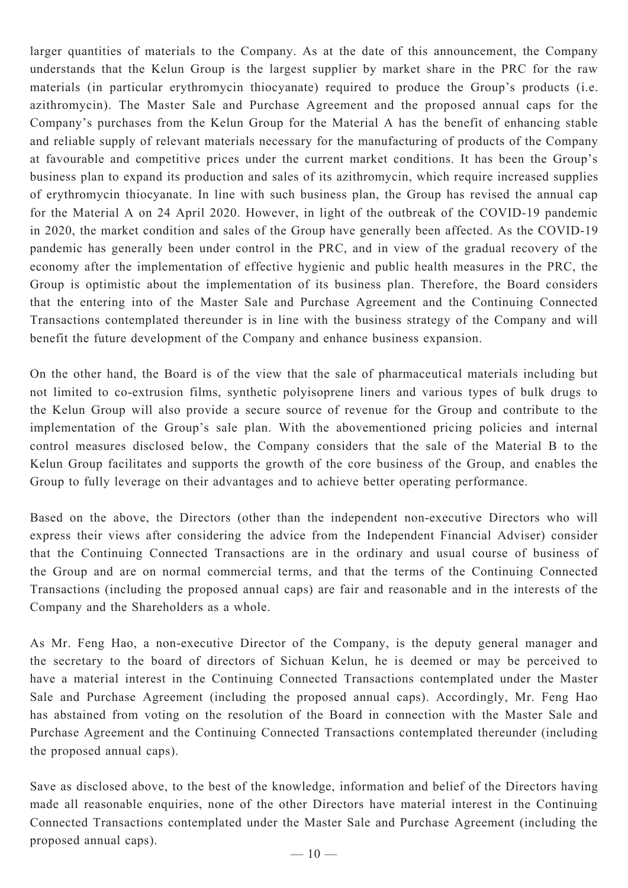larger quantities of materials to the Company. As at the date of this announcement, the Company understands that the Kelun Group is the largest supplier by market share in the PRC for the raw materials (in particular erythromycin thiocyanate) required to produce the Group's products (i.e. azithromycin). The Master Sale and Purchase Agreement and the proposed annual caps for the Company's purchases from the Kelun Group for the Material A has the benefit of enhancing stable and reliable supply of relevant materials necessary for the manufacturing of products of the Company at favourable and competitive prices under the current market conditions. It has been the Group's business plan to expand its production and sales of its azithromycin, which require increased supplies of erythromycin thiocyanate. In line with such business plan, the Group has revised the annual cap for the Material A on 24 April 2020. However, in light of the outbreak of the COVID-19 pandemic in 2020, the market condition and sales of the Group have generally been affected. As the COVID-19 pandemic has generally been under control in the PRC, and in view of the gradual recovery of the economy after the implementation of effective hygienic and public health measures in the PRC, the Group is optimistic about the implementation of its business plan. Therefore, the Board considers that the entering into of the Master Sale and Purchase Agreement and the Continuing Connected Transactions contemplated thereunder is in line with the business strategy of the Company and will benefit the future development of the Company and enhance business expansion.

On the other hand, the Board is of the view that the sale of pharmaceutical materials including but not limited to co-extrusion films, synthetic polyisoprene liners and various types of bulk drugs to the Kelun Group will also provide a secure source of revenue for the Group and contribute to the implementation of the Group's sale plan. With the abovementioned pricing policies and internal control measures disclosed below, the Company considers that the sale of the Material B to the Kelun Group facilitates and supports the growth of the core business of the Group, and enables the Group to fully leverage on their advantages and to achieve better operating performance.

Based on the above, the Directors (other than the independent non-executive Directors who will express their views after considering the advice from the Independent Financial Adviser) consider that the Continuing Connected Transactions are in the ordinary and usual course of business of the Group and are on normal commercial terms, and that the terms of the Continuing Connected Transactions (including the proposed annual caps) are fair and reasonable and in the interests of the Company and the Shareholders as a whole.

As Mr. Feng Hao, a non-executive Director of the Company, is the deputy general manager and the secretary to the board of directors of Sichuan Kelun, he is deemed or may be perceived to have a material interest in the Continuing Connected Transactions contemplated under the Master Sale and Purchase Agreement (including the proposed annual caps). Accordingly, Mr. Feng Hao has abstained from voting on the resolution of the Board in connection with the Master Sale and Purchase Agreement and the Continuing Connected Transactions contemplated thereunder (including the proposed annual caps).

Save as disclosed above, to the best of the knowledge, information and belief of the Directors having made all reasonable enquiries, none of the other Directors have material interest in the Continuing Connected Transactions contemplated under the Master Sale and Purchase Agreement (including the proposed annual caps).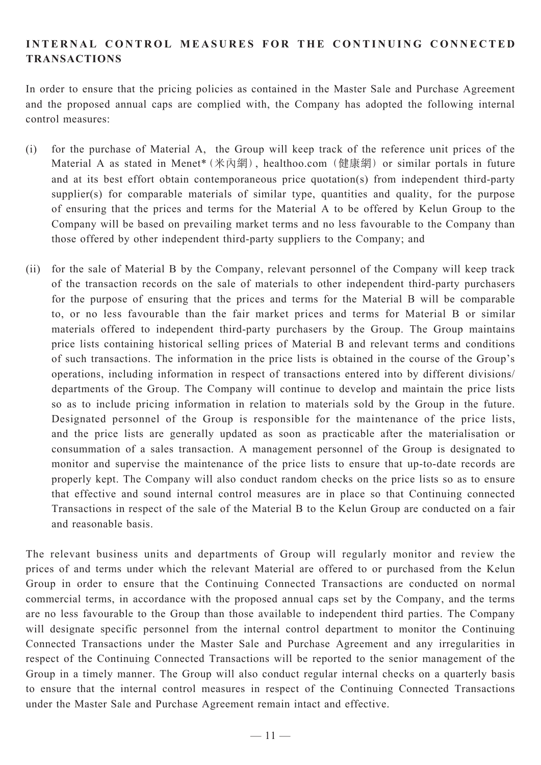## INTERNAL CONTROL MEASURES FOR THE CONTINUING CONNECTED TRANSACTIONS

In order to ensure that the pricing policies as contained in the Master Sale and Purchase Agreement and the proposed annual caps are complied with, the Company has adopted the following internal control measures:

(i) for the purchase of Material A, the Group will keep track of the reference unit prices of the Material A as stated in Menet*（米內網）, healthoo.com（健康網）or similar portals in future and at its best effort obtain contemporaneous price quotation(s) from independent third-party supplier(s) for comparable materials of similar type, quantities and quality, for the purpose of ensuring that the prices and terms for the Material A to be offered by Kelun Group to the Company will be based on prevailing market terms and no less favourable to the Company than those offered by other independent third-party suppliers to the Company; and

(ii) for the sale of Material B by the Company, relevant personnel of the Company will keep track of the transaction records on the sale of materials to other independent third-party purchasers for the purpose of ensuring that the prices and terms for the Material B will be comparable to, or no less favourable than the fair market prices and terms for Material B or similar materials offered to independent third-party purchasers by the Group. The Group maintains price lists containing historical selling prices of Material B and relevant terms and conditions of such transactions. The information in the price lists is obtained in the course of the Group's operations, including information in respect of transactions entered into by different divisions/departments of the Group. The Company will continue to develop and maintain the price lists so as to include pricing information in relation to materials sold by the Group in the future. Designated personnel of the Group is responsible for the maintenance of the price lists, and the price lists are generally updated as soon as practicable after the materialisation or consummation of a sales transaction. A management personnel of the Group is designated to monitor and supervise the maintenance of the price lists to ensure that up-to-date records are properly kept. The Company will also conduct random checks on the price lists so as to ensure that effective and sound internal control measures are in place so that Continuing connected Transactions in respect of the sale of the Material B to the Kelun Group are conducted on a fair and reasonable basis.

The relevant business units and departments of Group will regularly monitor and review the prices of and terms under which the relevant Material are offered to or purchased from the Kelun Group in order to ensure that the Continuing Connected Transactions are conducted on normal commercial terms, in accordance with the proposed annual caps set by the Company, and the terms are no less favourable to the Group than those available to independent third parties. The Company will designate specific personnel from the internal control department to monitor the Continuing Connected Transactions under the Master Sale and Purchase Agreement and any irregularities in respect of the Continuing Connected Transactions will be reported to the senior management of the Group in a timely manner. The Group will also conduct regular internal checks on a quarterly basis to ensure that the internal control measures in respect of the Continuing Connected Transactions under the Master Sale and Purchase Agreement remain intact and effective.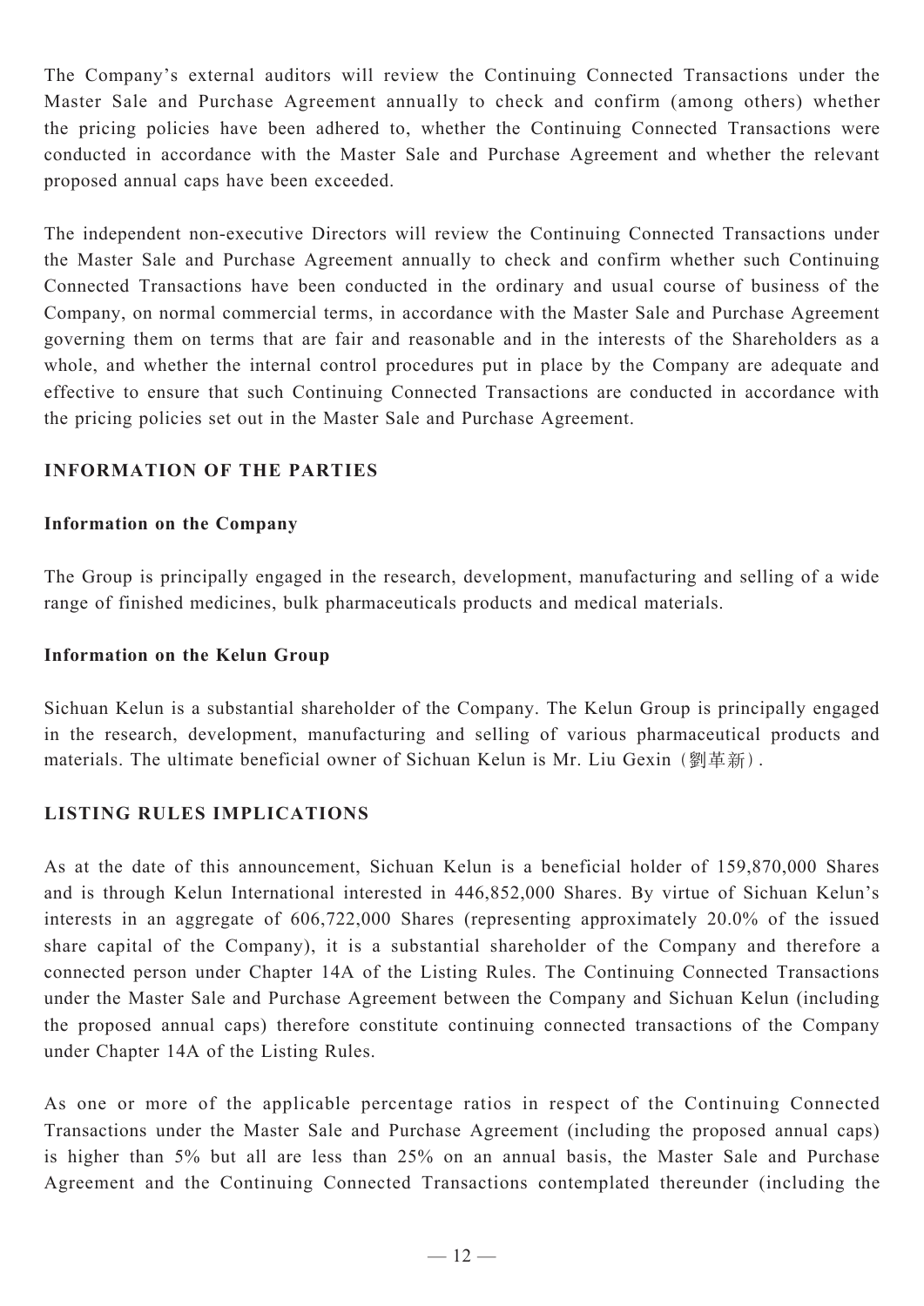The Company's external auditors will review the Continuing Connected Transactions under the Master Sale and Purchase Agreement annually to check and confirm (among others) whether the pricing policies have been adhered to, whether the Continuing Connected Transactions were conducted in accordance with the Master Sale and Purchase Agreement and whether the relevant proposed annual caps have been exceeded.

The independent non-executive Directors will review the Continuing Connected Transactions under the Master Sale and Purchase Agreement annually to check and confirm whether such Continuing Connected Transactions have been conducted in the ordinary and usual course of business of the Company, on normal commercial terms, in accordance with the Master Sale and Purchase Agreement governing them on terms that are fair and reasonable and in the interests of the Shareholders as a whole, and whether the internal control procedures put in place by the Company are adequate and effective to ensure that such Continuing Connected Transactions are conducted in accordance with the pricing policies set out in the Master Sale and Purchase Agreement.

## INFORMATION OF THE PARTIES

### Information on the Company

The Group is principally engaged in the research, development, manufacturing and selling of a wide range of finished medicines, bulk pharmaceuticals products and medical materials.

### Information on the Kelun Group

Sichuan Kelun is a substantial shareholder of the Company. The Kelun Group is principally engaged in the research, development, manufacturing and selling of various pharmaceutical products and materials. The ultimate beneficial owner of Sichuan Kelun is Mr. Liu Gexin（劉革新）.

## LISTING RULES IMPLICATIONS

As at the date of this announcement, Sichuan Kelun is a beneficial holder of 159,870,000 Shares and is through Kelun International interested in 446,852,000 Shares. By virtue of Sichuan Kelun's interests in an aggregate of 606,722,000 Shares (representing approximately 20.0% of the issued share capital of the Company), it is a substantial shareholder of the Company and therefore a connected person under Chapter 14A of the Listing Rules. The Continuing Connected Transactions under the Master Sale and Purchase Agreement between the Company and Sichuan Kelun (including the proposed annual caps) therefore constitute continuing connected transactions of the Company under Chapter 14A of the Listing Rules.

As one or more of the applicable percentage ratios in respect of the Continuing Connected Transactions under the Master Sale and Purchase Agreement (including the proposed annual caps) is higher than 5% but all are less than 25% on an annual basis, the Master Sale and Purchase Agreement and the Continuing Connected Transactions contemplated thereunder (including the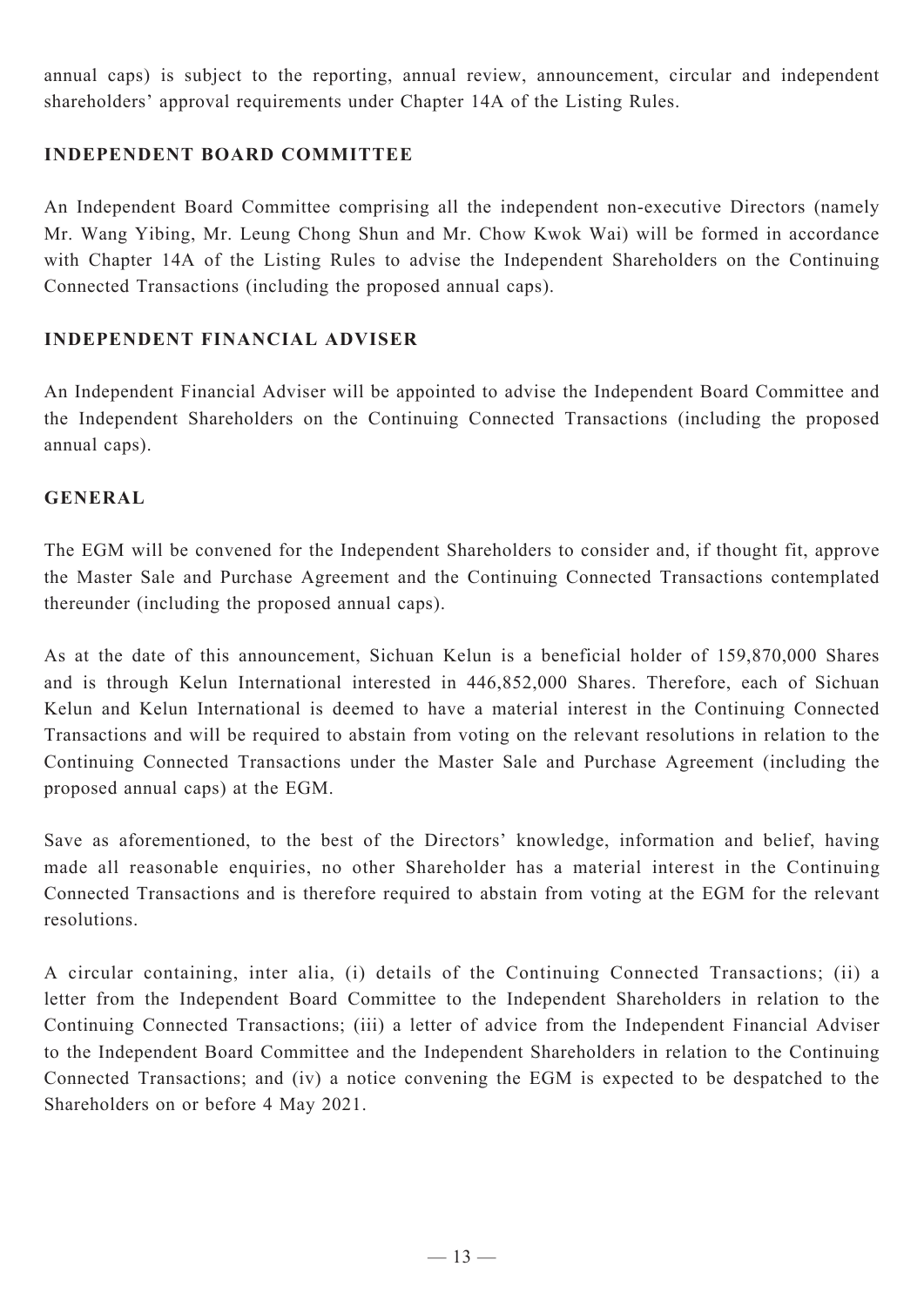annual caps) is subject to the reporting, annual review, announcement, circular and independent shareholders' approval requirements under Chapter 14A of the Listing Rules.

## INDEPENDENT BOARD COMMITTEE

An Independent Board Committee comprising all the independent non-executive Directors (namely Mr. Wang Yibing, Mr. Leung Chong Shun and Mr. Chow Kwok Wai) will be formed in accordance with Chapter 14A of the Listing Rules to advise the Independent Shareholders on the Continuing Connected Transactions (including the proposed annual caps).

## INDEPENDENT FINANCIAL ADVISER

An Independent Financial Adviser will be appointed to advise the Independent Board Committee and the Independent Shareholders on the Continuing Connected Transactions (including the proposed annual caps).

## GENERAL

The EGM will be convened for the Independent Shareholders to consider and, if thought fit, approve the Master Sale and Purchase Agreement and the Continuing Connected Transactions contemplated thereunder (including the proposed annual caps).

As at the date of this announcement, Sichuan Kelun is a beneficial holder of 159,870,000 Shares and is through Kelun International interested in 446,852,000 Shares. Therefore, each of Sichuan Kelun and Kelun International is deemed to have a material interest in the Continuing Connected Transactions and will be required to abstain from voting on the relevant resolutions in relation to the Continuing Connected Transactions under the Master Sale and Purchase Agreement (including the proposed annual caps) at the EGM.

Save as aforementioned, to the best of the Directors' knowledge, information and belief, having made all reasonable enquiries, no other Shareholder has a material interest in the Continuing Connected Transactions and is therefore required to abstain from voting at the EGM for the relevant resolutions.

A circular containing, inter alia, (i) details of the Continuing Connected Transactions; (ii) a letter from the Independent Board Committee to the Independent Shareholders in relation to the Continuing Connected Transactions; (iii) a letter of advice from the Independent Financial Adviser to the Independent Board Committee and the Independent Shareholders in relation to the Continuing Connected Transactions; and (iv) a notice convening the EGM is expected to be despatched to the Shareholders on or before 4 May 2021.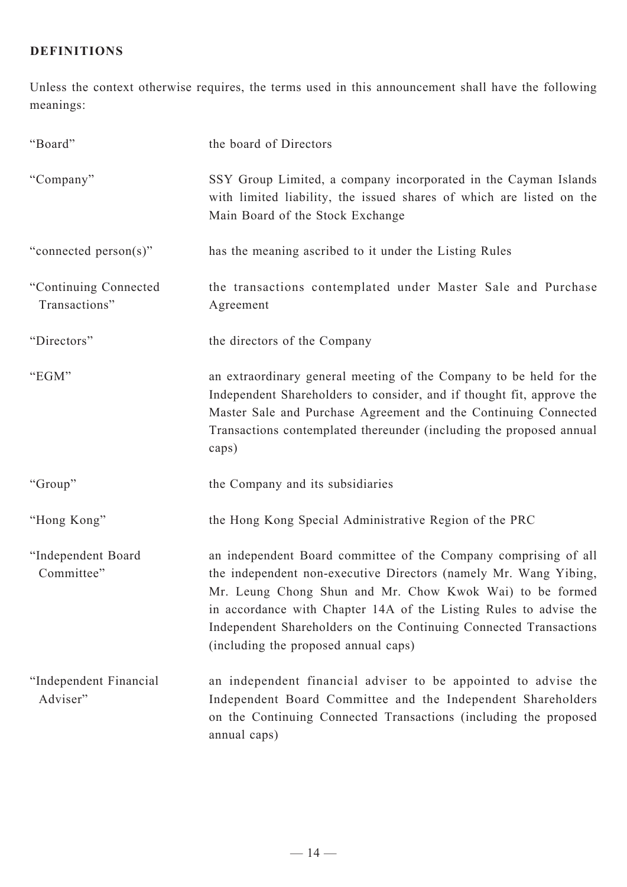## DEFINITIONS

Unless the context otherwise requires, the terms used in this announcement shall have the following meanings:

| | |
|---|---|
| "Board" | the board of Directors |
| "Company" | SSY Group Limited, a company incorporated in the Cayman Islands with limited liability, the issued shares of which are listed on the Main Board of the Stock Exchange |
| "connected person(s)" | has the meaning ascribed to it under the Listing Rules |
| "Continuing Connected Transactions" | the transactions contemplated under Master Sale and Purchase Agreement |
| "Directors" | the directors of the Company |
| "EGM" | an extraordinary general meeting of the Company to be held for the Independent Shareholders to consider, and if thought fit, approve the Master Sale and Purchase Agreement and the Continuing Connected Transactions contemplated thereunder (including the proposed annual caps) |
| "Group" | the Company and its subsidiaries |
| "Hong Kong" | the Hong Kong Special Administrative Region of the PRC |
| "Independent Board Committee" | an independent Board committee of the Company comprising of all the independent non-executive Directors (namely Mr. Wang Yibing, Mr. Leung Chong Shun and Mr. Chow Kwok Wai) to be formed in accordance with Chapter 14A of the Listing Rules to advise the Independent Shareholders on the Continuing Connected Transactions (including the proposed annual caps) |
| "Independent Financial Adviser" | an independent financial adviser to be appointed to advise the Independent Board Committee and the Independent Shareholders on the Continuing Connected Transactions (including the proposed annual caps) |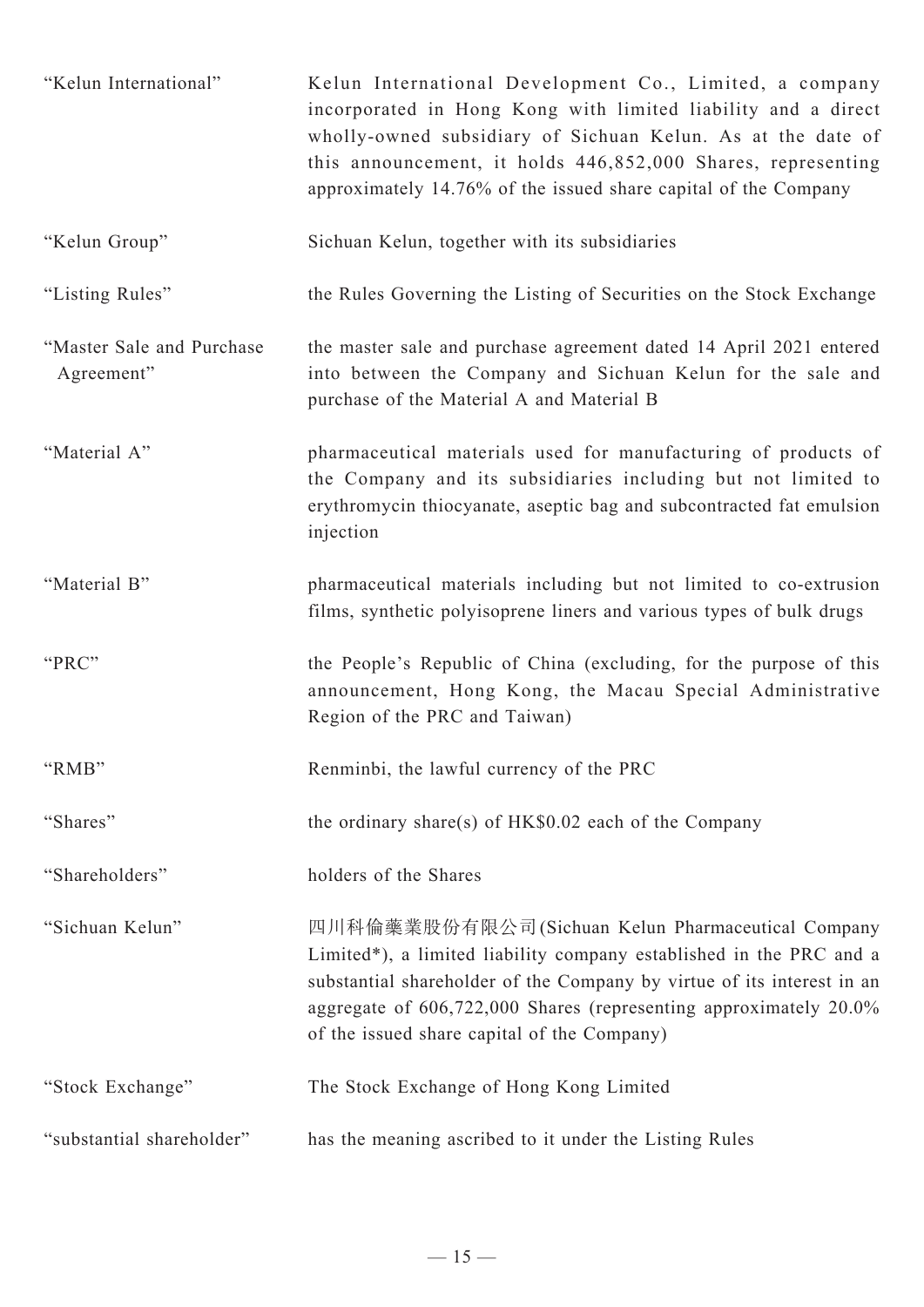| | |
|---|---|
| "Kelun International" | Kelun International Development Co., Limited, a company incorporated in Hong Kong with limited liability and a direct wholly-owned subsidiary of Sichuan Kelun. As at the date of this announcement, it holds 446,852,000 Shares, representing approximately 14.76% of the issued share capital of the Company |
| "Kelun Group" | Sichuan Kelun, together with its subsidiaries |
| "Listing Rules" | the Rules Governing the Listing of Securities on the Stock Exchange |
| "Master Sale and Purchase Agreement" | the master sale and purchase agreement dated 14 April 2021 entered into between the Company and Sichuan Kelun for the sale and purchase of the Material A and Material B |
| "Material A" | pharmaceutical materials used for manufacturing of products of the Company and its subsidiaries including but not limited to erythromycin thiocyanate, aseptic bag and subcontracted fat emulsion injection |
| "Material B" | pharmaceutical materials including but not limited to co-extrusion films, synthetic polyisoprene liners and various types of bulk drugs |
| "PRC" | the People's Republic of China (excluding, for the purpose of this announcement, Hong Kong, the Macau Special Administrative Region of the PRC and Taiwan) |
| "RMB" | Renminbi, the lawful currency of the PRC |
| "Shares" | the ordinary share(s) of HK$0.02 each of the Company |
| "Shareholders" | holders of the Shares |
| "Sichuan Kelun" | 四川科倫藥業股份有限公司(Sichuan Kelun Pharmaceutical Company Limited*), a limited liability company established in the PRC and a substantial shareholder of the Company by virtue of its interest in an aggregate of 606,722,000 Shares (representing approximately 20.0% of the issued share capital of the Company) |
| "Stock Exchange" | The Stock Exchange of Hong Kong Limited |
| "substantial shareholder" | has the meaning ascribed to it under the Listing Rules |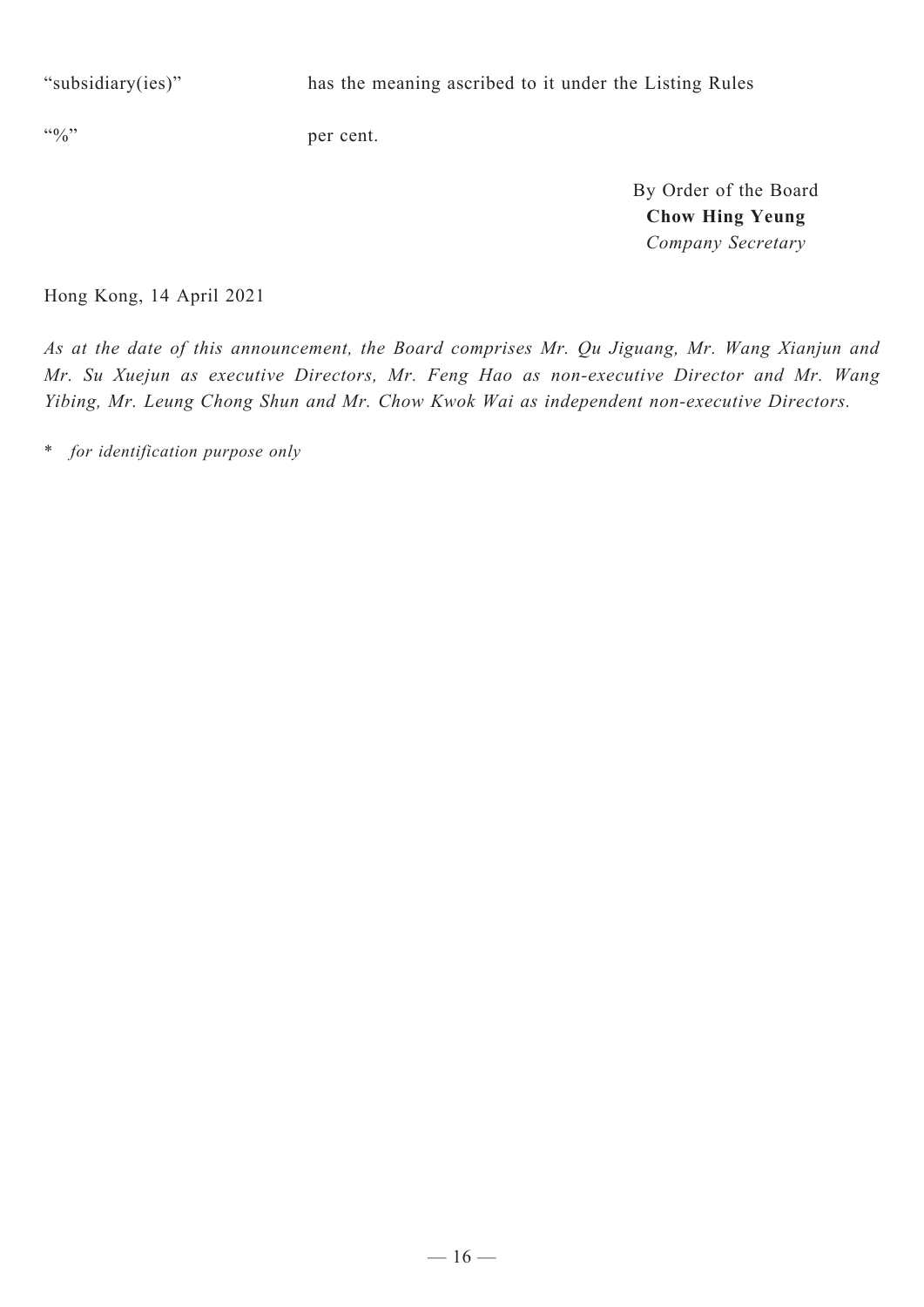| | |
|---|---|
| "subsidiary(ies)" | has the meaning ascribed to it under the Listing Rules |
| "%" | per cent. |

By Order of the Board
**Chow Hing Yeung**
*Company Secretary*

Hong Kong, 14 April 2021

*As at the date of this announcement, the Board comprises Mr. Qu Jiguang, Mr. Wang Xianjun and Mr. Su Xuejun as executive Directors, Mr. Feng Hao as non-executive Director and Mr. Wang Yibing, Mr. Leung Chong Shun and Mr. Chow Kwok Wai as independent non-executive Directors.*

\* *for identification purpose only*